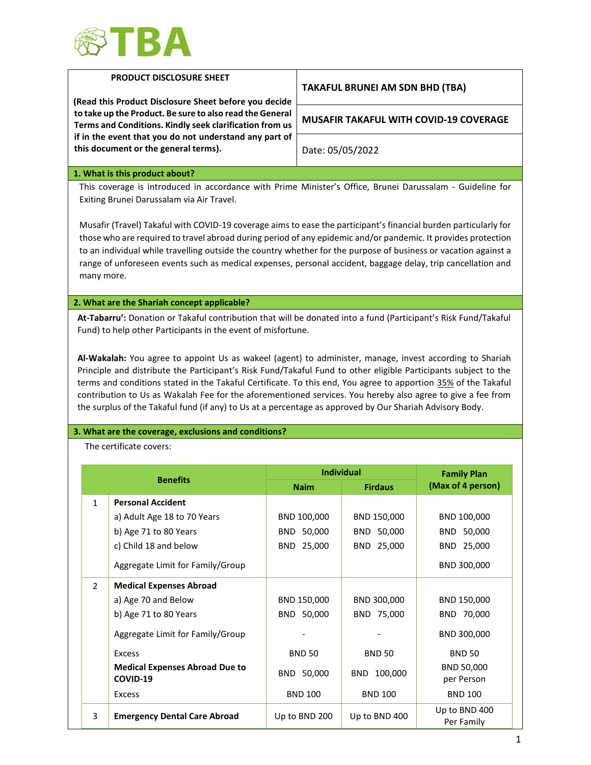TBA

| PRODUCT DISCLOSURE SHEET | TAKAFUL BRUNEI AM SDN BHD (TBA) |
|---|---|
| **(Read this Product Disclosure Sheet before you decide to take up the Product. Be sure to also read the General Terms and Conditions. Kindly seek clarification from us if in the event that you do not understand any part of this document or the general terms).** | **MUSAFIR TAKAFUL WITH COVID-19 COVERAGE** |
| | Date: 05/05/2022 |

## 1. What is this product about?

This coverage is introduced in accordance with Prime Minister's Office, Brunei Darussalam - Guideline for Exiting Brunei Darussalam via Air Travel.

Musafir (Travel) Takaful with COVID-19 coverage aims to ease the participant's financial burden particularly for those who are required to travel abroad during period of any epidemic and/or pandemic. It provides protection to an individual while travelling outside the country whether for the purpose of business or vacation against a range of unforeseen events such as medical expenses, personal accident, baggage delay, trip cancellation and many more.

## 2. What are the Shariah concept applicable?

**At-Tabarru':** Donation or Takaful contribution that will be donated into a fund (Participant's Risk Fund/Takaful Fund) to help other Participants in the event of misfortune.

**Al-Wakalah:** You agree to appoint Us as wakeel (agent) to administer, manage, invest according to Shariah Principle and distribute the Participant's Risk Fund/Takaful Fund to other eligible Participants subject to the terms and conditions stated in the Takaful Certificate. To this end, You agree to apportion 35% of the Takaful contribution to Us as Wakalah Fee for the aforementioned services. You hereby also agree to give a fee from the surplus of the Takaful fund (if any) to Us at a percentage as approved by Our Shariah Advisory Body.

## 3. What are the coverage, exclusions and conditions?

The certificate covers:

| | Benefits | Individual | | Family Plan (Max of 4 person) |
|---|---|---|---|---|
| | | **Naim** | **Firdaus** | |
| 1 | **Personal Accident** | | | |
| | a) Adult Age 18 to 70 Years | BND 100,000 | BND 150,000 | BND 100,000 |
| | b) Age 71 to 80 Years | BND 50,000 | BND 50,000 | BND 50,000 |
| | c) Child 18 and below | BND 25,000 | BND 25,000 | BND 25,000 |
| | Aggregate Limit for Family/Group | | | BND 300,000 |
| 2 | **Medical Expenses Abroad** | | | |
| | a) Age 70 and Below | BND 150,000 | BND 300,000 | BND 150,000 |
| | b) Age 71 to 80 Years | BND 50,000 | BND 75,000 | BND 70,000 |
| | Aggregate Limit for Family/Group | - | - | BND 300,000 |
| | Excess | BND 50 | BND 50 | BND 50 |
| | **Medical Expenses Abroad Due to COVID-19** | BND 50,000 | BND 100,000 | BND 50,000 per Person |
| | Excess | BND 100 | BND 100 | BND 100 |
| 3 | **Emergency Dental Care Abroad** | Up to BND 200 | Up to BND 400 | Up to BND 400 Per Family |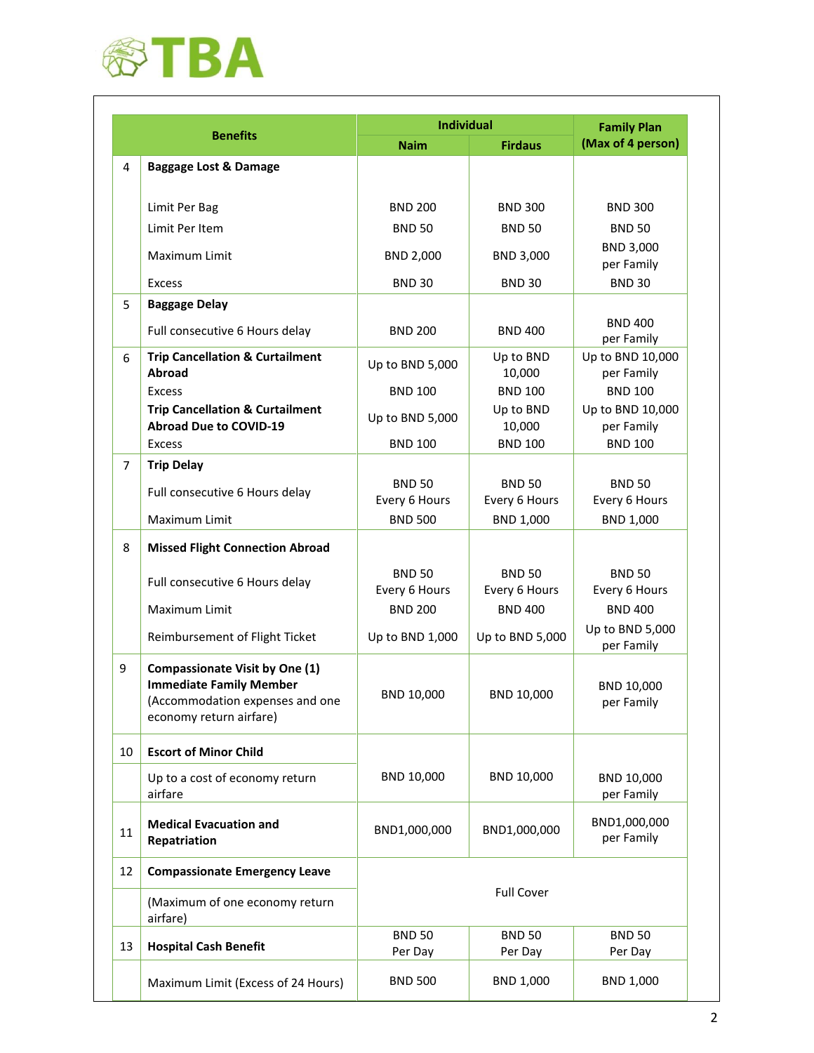| | Benefits | Individual | | Family Plan (Max of 4 person) |
|---|---|---|---|---|
| | | Naim | Firdaus | |
| 4 | **Baggage Lost & Damage** | | | |
| | Limit Per Bag | BND 200 | BND 300 | BND 300 |
| | Limit Per Item | BND 50 | BND 50 | BND 50 |
| | Maximum Limit | BND 2,000 | BND 3,000 | BND 3,000 per Family |
| | Excess | BND 30 | BND 30 | BND 30 |
| 5 | **Baggage Delay** | | | |
| | Full consecutive 6 Hours delay | BND 200 | BND 400 | BND 400 per Family |
| 6 | **Trip Cancellation & Curtailment Abroad** | Up to BND 5,000 | Up to BND 10,000 | Up to BND 10,000 per Family |
| | Excess | BND 100 | BND 100 | BND 100 |
| | **Trip Cancellation & Curtailment Abroad Due to COVID-19** | Up to BND 5,000 | Up to BND 10,000 | Up to BND 10,000 per Family |
| | Excess | BND 100 | BND 100 | BND 100 |
| 7 | **Trip Delay** | | | |
| | Full consecutive 6 Hours delay | BND 50 Every 6 Hours | BND 50 Every 6 Hours | BND 50 Every 6 Hours |
| | Maximum Limit | BND 500 | BND 1,000 | BND 1,000 |
| 8 | **Missed Flight Connection Abroad** | | | |
| | Full consecutive 6 Hours delay | BND 50 Every 6 Hours | BND 50 Every 6 Hours | BND 50 Every 6 Hours |
| | Maximum Limit | BND 200 | BND 400 | BND 400 |
| | Reimbursement of Flight Ticket | Up to BND 1,000 | Up to BND 5,000 | Up to BND 5,000 per Family |
| 9 | **Compassionate Visit by One (1) Immediate Family Member** (Accommodation expenses and one economy return airfare) | BND 10,000 | BND 10,000 | BND 10,000 per Family |
| 10 | **Escort of Minor Child** | | | |
| | Up to a cost of economy return airfare | BND 10,000 | BND 10,000 | BND 10,000 per Family |
| 11 | **Medical Evacuation and Repatriation** | BND1,000,000 | BND1,000,000 | BND1,000,000 per Family |
| 12 | **Compassionate Emergency Leave** | | | |
| | (Maximum of one economy return airfare) | Full Cover | | |
| 13 | **Hospital Cash Benefit** | BND 50 Per Day | BND 50 Per Day | BND 50 Per Day |
| | Maximum Limit (Excess of 24 Hours) | BND 500 | BND 1,000 | BND 1,000 |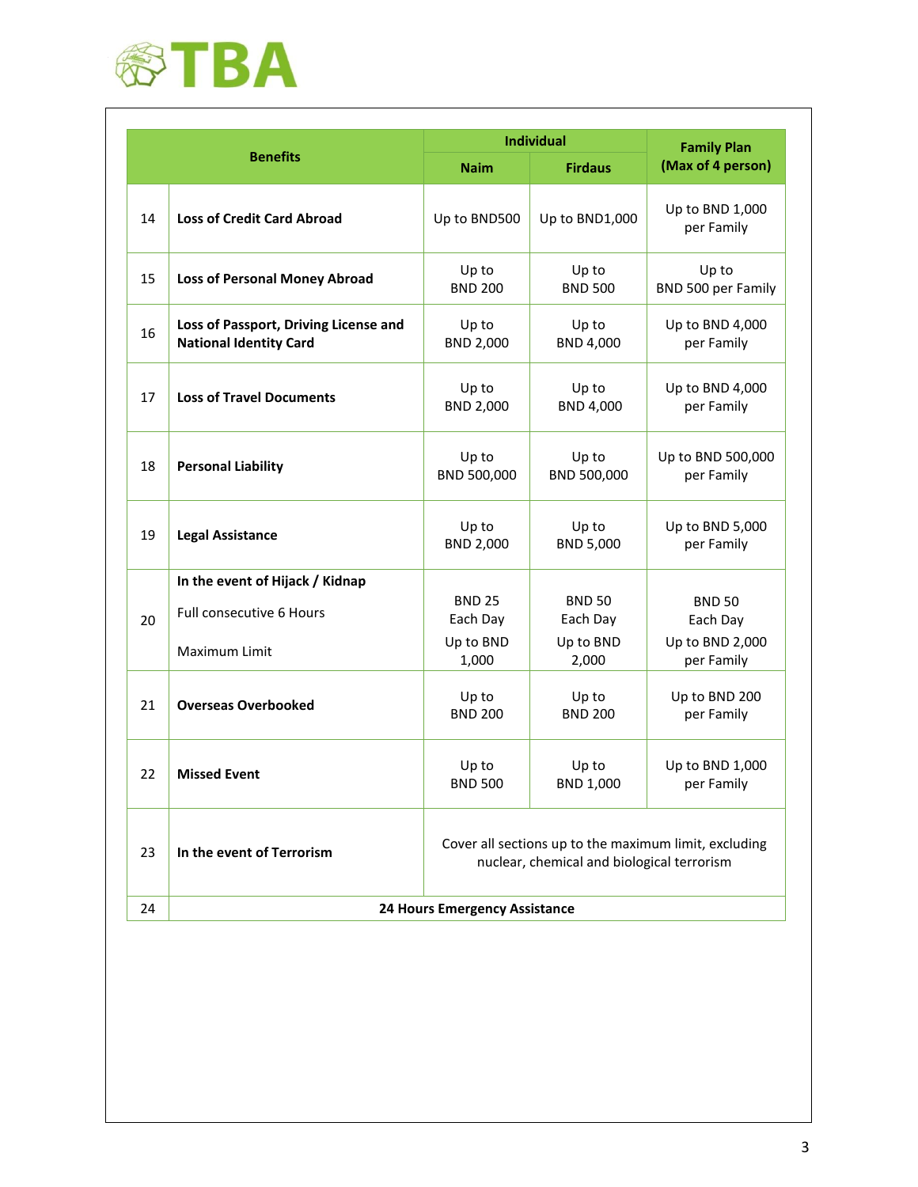| | Benefits | Individual | | Family Plan (Max of 4 person) |
|---|---|---|---|---|
| | | Naim | Firdaus | |
| 14 | **Loss of Credit Card Abroad** | Up to BND500 | Up to BND1,000 | Up to BND 1,000 per Family |
| 15 | **Loss of Personal Money Abroad** | Up to BND 200 | Up to BND 500 | Up to BND 500 per Family |
| 16 | **Loss of Passport, Driving License and National Identity Card** | Up to BND 2,000 | Up to BND 4,000 | Up to BND 4,000 per Family |
| 17 | **Loss of Travel Documents** | Up to BND 2,000 | Up to BND 4,000 | Up to BND 4,000 per Family |
| 18 | **Personal Liability** | Up to BND 500,000 | Up to BND 500,000 | Up to BND 500,000 per Family |
| 19 | **Legal Assistance** | Up to BND 2,000 | Up to BND 5,000 | Up to BND 5,000 per Family |
| 20 | **In the event of Hijack / Kidnap**<br>Full consecutive 6 Hours<br>Maximum Limit | BND 25 Each Day<br>Up to BND 1,000 | BND 50 Each Day<br>Up to BND 2,000 | BND 50 Each Day<br>Up to BND 2,000 per Family |
| 21 | **Overseas Overbooked** | Up to BND 200 | Up to BND 200 | Up to BND 200 per Family |
| 22 | **Missed Event** | Up to BND 500 | Up to BND 1,000 | Up to BND 1,000 per Family |
| 23 | **In the event of Terrorism** | Cover all sections up to the maximum limit, excluding nuclear, chemical and biological terrorism | | |
| 24 | **24 Hours Emergency Assistance** | | | |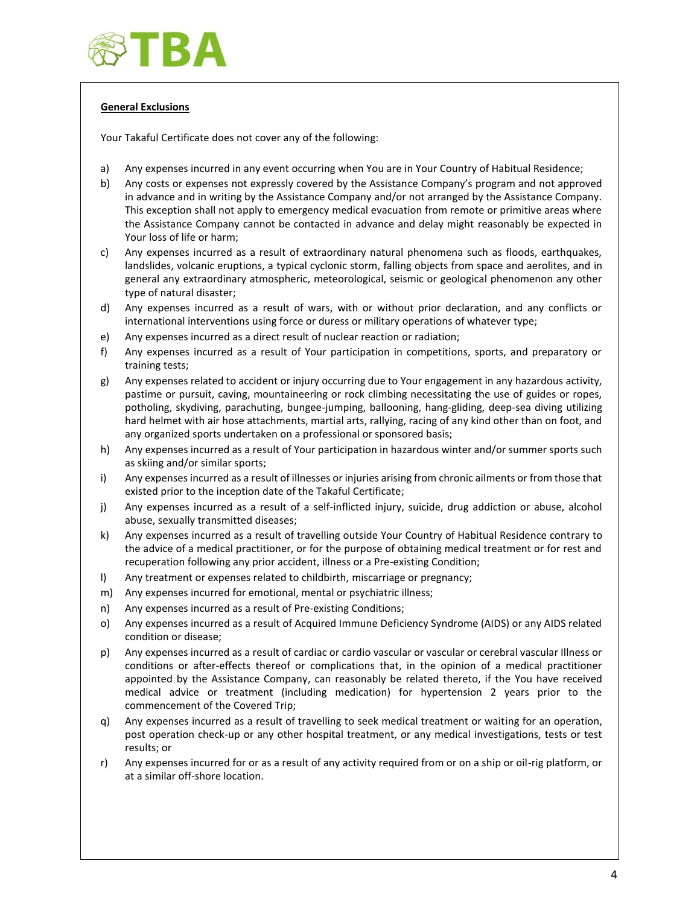**General Exclusions**

Your Takaful Certificate does not cover any of the following:

a) Any expenses incurred in any event occurring when You are in Your Country of Habitual Residence;

b) Any costs or expenses not expressly covered by the Assistance Company's program and not approved in advance and in writing by the Assistance Company and/or not arranged by the Assistance Company. This exception shall not apply to emergency medical evacuation from remote or primitive areas where the Assistance Company cannot be contacted in advance and delay might reasonably be expected in Your loss of life or harm;

c) Any expenses incurred as a result of extraordinary natural phenomena such as floods, earthquakes, landslides, volcanic eruptions, a typical cyclonic storm, falling objects from space and aerolites, and in general any extraordinary atmospheric, meteorological, seismic or geological phenomenon any other type of natural disaster;

d) Any expenses incurred as a result of wars, with or without prior declaration, and any conflicts or international interventions using force or duress or military operations of whatever type;

e) Any expenses incurred as a direct result of nuclear reaction or radiation;

f) Any expenses incurred as a result of Your participation in competitions, sports, and preparatory or training tests;

g) Any expenses related to accident or injury occurring due to Your engagement in any hazardous activity, pastime or pursuit, caving, mountaineering or rock climbing necessitating the use of guides or ropes, potholing, skydiving, parachuting, bungee-jumping, ballooning, hang-gliding, deep-sea diving utilizing hard helmet with air hose attachments, martial arts, rallying, racing of any kind other than on foot, and any organized sports undertaken on a professional or sponsored basis;

h) Any expenses incurred as a result of Your participation in hazardous winter and/or summer sports such as skiing and/or similar sports;

i) Any expenses incurred as a result of illnesses or injuries arising from chronic ailments or from those that existed prior to the inception date of the Takaful Certificate;

j) Any expenses incurred as a result of a self-inflicted injury, suicide, drug addiction or abuse, alcohol abuse, sexually transmitted diseases;

k) Any expenses incurred as a result of travelling outside Your Country of Habitual Residence contrary to the advice of a medical practitioner, or for the purpose of obtaining medical treatment or for rest and recuperation following any prior accident, illness or a Pre-existing Condition;

l) Any treatment or expenses related to childbirth, miscarriage or pregnancy;

m) Any expenses incurred for emotional, mental or psychiatric illness;

n) Any expenses incurred as a result of Pre-existing Conditions;

o) Any expenses incurred as a result of Acquired Immune Deficiency Syndrome (AIDS) or any AIDS related condition or disease;

p) Any expenses incurred as a result of cardiac or cardio vascular or vascular or cerebral vascular Illness or conditions or after-effects thereof or complications that, in the opinion of a medical practitioner appointed by the Assistance Company, can reasonably be related thereto, if the You have received medical advice or treatment (including medication) for hypertension 2 years prior to the commencement of the Covered Trip;

q) Any expenses incurred as a result of travelling to seek medical treatment or waiting for an operation, post operation check-up or any other hospital treatment, or any medical investigations, tests or test results; or

r) Any expenses incurred for or as a result of any activity required from or on a ship or oil-rig platform, or at a similar off-shore location.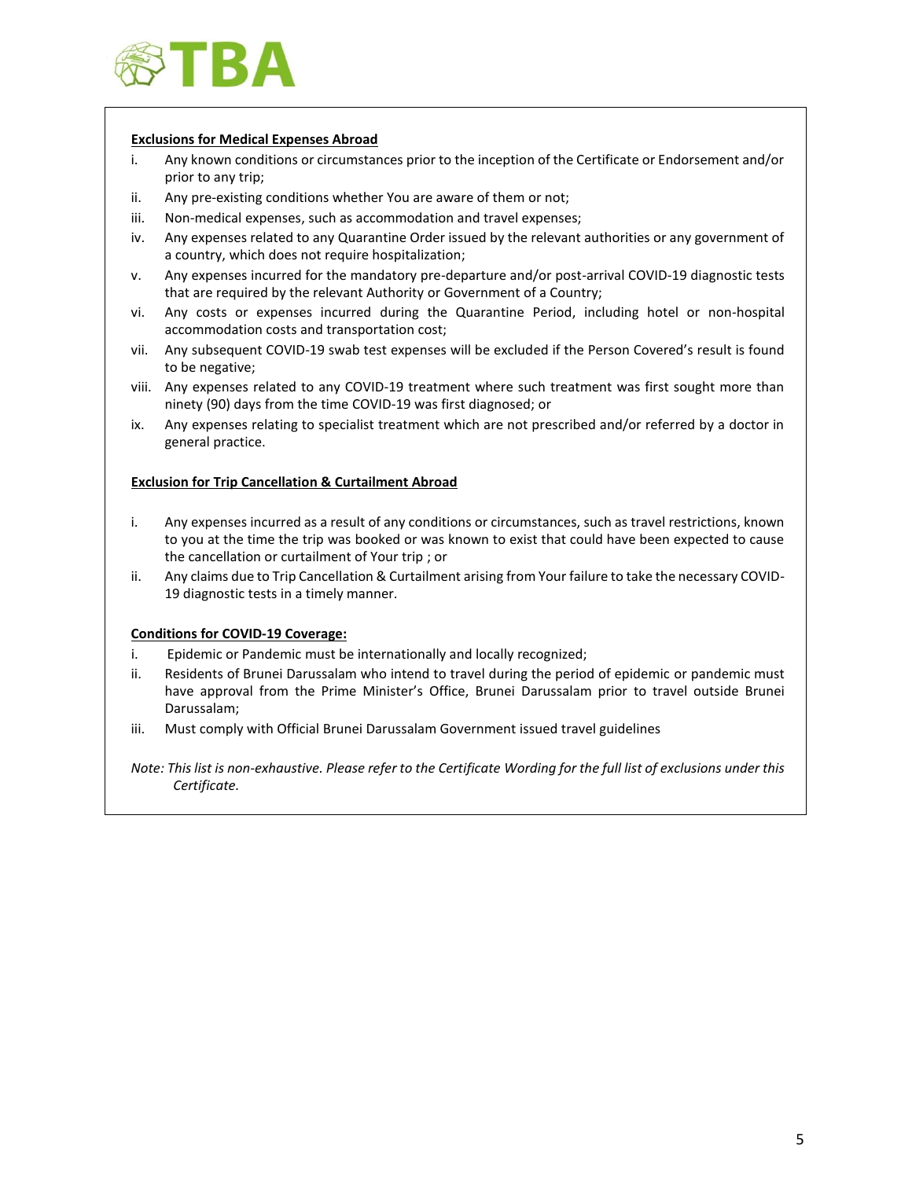**Exclusions for Medical Expenses Abroad**

i. Any known conditions or circumstances prior to the inception of the Certificate or Endorsement and/or prior to any trip;
ii. Any pre-existing conditions whether You are aware of them or not;
iii. Non-medical expenses, such as accommodation and travel expenses;
iv. Any expenses related to any Quarantine Order issued by the relevant authorities or any government of a country, which does not require hospitalization;
v. Any expenses incurred for the mandatory pre-departure and/or post-arrival COVID-19 diagnostic tests that are required by the relevant Authority or Government of a Country;
vi. Any costs or expenses incurred during the Quarantine Period, including hotel or non-hospital accommodation costs and transportation cost;
vii. Any subsequent COVID-19 swab test expenses will be excluded if the Person Covered's result is found to be negative;
viii. Any expenses related to any COVID-19 treatment where such treatment was first sought more than ninety (90) days from the time COVID-19 was first diagnosed; or
ix. Any expenses relating to specialist treatment which are not prescribed and/or referred by a doctor in general practice.

**Exclusion for Trip Cancellation & Curtailment Abroad**

i. Any expenses incurred as a result of any conditions or circumstances, such as travel restrictions, known to you at the time the trip was booked or was known to exist that could have been expected to cause the cancellation or curtailment of Your trip ; or
ii. Any claims due to Trip Cancellation & Curtailment arising from Your failure to take the necessary COVID-19 diagnostic tests in a timely manner.

**Conditions for COVID-19 Coverage:**

i. Epidemic or Pandemic must be internationally and locally recognized;
ii. Residents of Brunei Darussalam who intend to travel during the period of epidemic or pandemic must have approval from the Prime Minister's Office, Brunei Darussalam prior to travel outside Brunei Darussalam;
iii. Must comply with Official Brunei Darussalam Government issued travel guidelines

*Note: This list is non-exhaustive. Please refer to the Certificate Wording for the full list of exclusions under this Certificate.*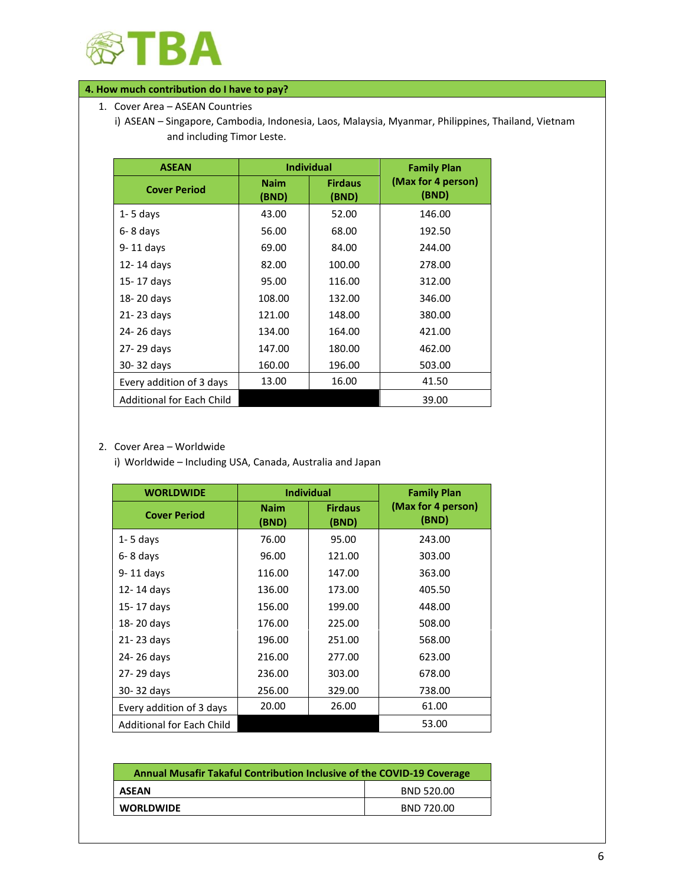#### 4. How much contribution do I have to pay?

1. Cover Area – ASEAN Countries
   i) ASEAN – Singapore, Cambodia, Indonesia, Laos, Malaysia, Myanmar, Philippines, Thailand, Vietnam and including Timor Leste.

| ASEAN | Individual | | Family Plan (Max for 4 person) (BND) |
|---|---|---|---|
| Cover Period | Naim (BND) | Firdaus (BND) | |
| 1- 5 days | 43.00 | 52.00 | 146.00 |
| 6- 8 days | 56.00 | 68.00 | 192.50 |
| 9- 11 days | 69.00 | 84.00 | 244.00 |
| 12- 14 days | 82.00 | 100.00 | 278.00 |
| 15- 17 days | 95.00 | 116.00 | 312.00 |
| 18- 20 days | 108.00 | 132.00 | 346.00 |
| 21- 23 days | 121.00 | 148.00 | 380.00 |
| 24- 26 days | 134.00 | 164.00 | 421.00 |
| 27- 29 days | 147.00 | 180.00 | 462.00 |
| 30- 32 days | 160.00 | 196.00 | 503.00 |
| Every addition of 3 days | 13.00 | 16.00 | 41.50 |
| Additional for Each Child | | | 39.00 |

2. Cover Area – Worldwide
   i) Worldwide – Including USA, Canada, Australia and Japan

| WORLDWIDE | Individual | | Family Plan (Max for 4 person) (BND) |
|---|---|---|---|
| Cover Period | Naim (BND) | Firdaus (BND) | |
| 1- 5 days | 76.00 | 95.00 | 243.00 |
| 6- 8 days | 96.00 | 121.00 | 303.00 |
| 9- 11 days | 116.00 | 147.00 | 363.00 |
| 12- 14 days | 136.00 | 173.00 | 405.50 |
| 15- 17 days | 156.00 | 199.00 | 448.00 |
| 18- 20 days | 176.00 | 225.00 | 508.00 |
| 21- 23 days | 196.00 | 251.00 | 568.00 |
| 24- 26 days | 216.00 | 277.00 | 623.00 |
| 27- 29 days | 236.00 | 303.00 | 678.00 |
| 30- 32 days | 256.00 | 329.00 | 738.00 |
| Every addition of 3 days | 20.00 | 26.00 | 61.00 |
| Additional for Each Child | | | 53.00 |

| Annual Musafir Takaful Contribution Inclusive of the COVID-19 Coverage | |
|---|---|
| **ASEAN** | BND 520.00 |
| **WORLDWIDE** | BND 720.00 |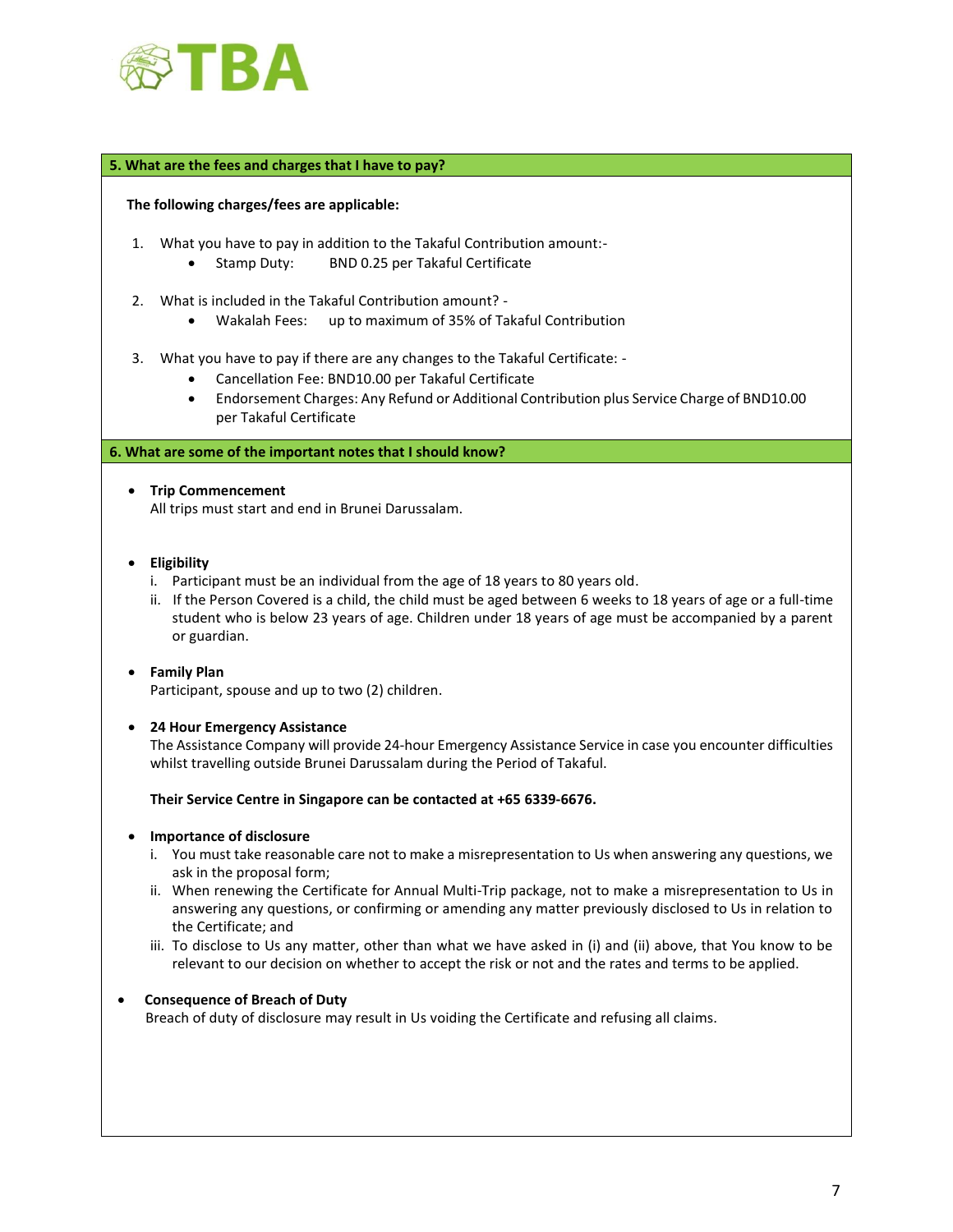## 5. What are the fees and charges that I have to pay?

**The following charges/fees are applicable:**

1. What you have to pay in addition to the Takaful Contribution amount:-
   - Stamp Duty: BND 0.25 per Takaful Certificate

2. What is included in the Takaful Contribution amount? -
   - Wakalah Fees: up to maximum of 35% of Takaful Contribution

3. What you have to pay if there are any changes to the Takaful Certificate: -
   - Cancellation Fee: BND10.00 per Takaful Certificate
   - Endorsement Charges: Any Refund or Additional Contribution plus Service Charge of BND10.00 per Takaful Certificate

## 6. What are some of the important notes that I should know?

- **Trip Commencement**
  All trips must start and end in Brunei Darussalam.

- **Eligibility**
  i. Participant must be an individual from the age of 18 years to 80 years old.
  ii. If the Person Covered is a child, the child must be aged between 6 weeks to 18 years of age or a full-time student who is below 23 years of age. Children under 18 years of age must be accompanied by a parent or guardian.

- **Family Plan**
  Participant, spouse and up to two (2) children.

- **24 Hour Emergency Assistance**
  The Assistance Company will provide 24-hour Emergency Assistance Service in case you encounter difficulties whilst travelling outside Brunei Darussalam during the Period of Takaful.

  **Their Service Centre in Singapore can be contacted at +65 6339-6676.**

- **Importance of disclosure**
  i. You must take reasonable care not to make a misrepresentation to Us when answering any questions, we ask in the proposal form;
  ii. When renewing the Certificate for Annual Multi-Trip package, not to make a misrepresentation to Us in answering any questions, or confirming or amending any matter previously disclosed to Us in relation to the Certificate; and
  iii. To disclose to Us any matter, other than what we have asked in (i) and (ii) above, that You know to be relevant to our decision on whether to accept the risk or not and the rates and terms to be applied.

- **Consequence of Breach of Duty**
  Breach of duty of disclosure may result in Us voiding the Certificate and refusing all claims.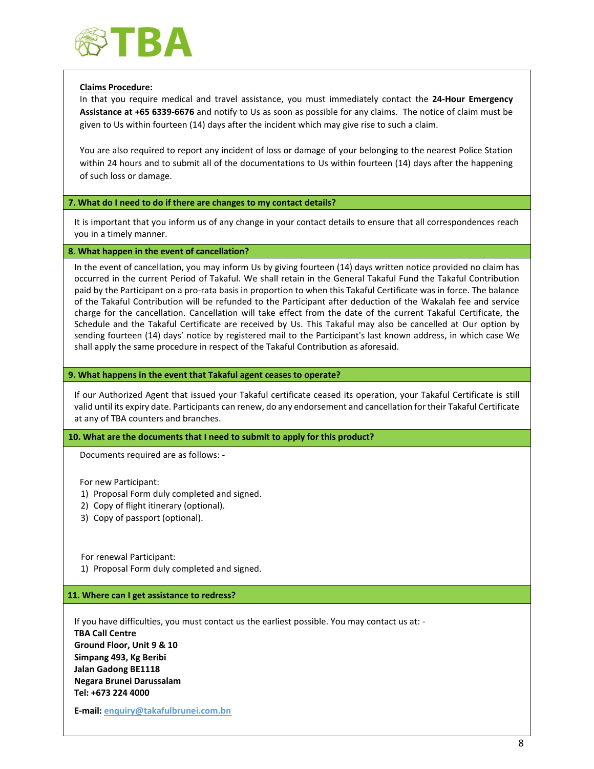**Claims Procedure:**

In that you require medical and travel assistance, you must immediately contact the **24-Hour Emergency Assistance at +65 6339-6676** and notify to Us as soon as possible for any claims. The notice of claim must be given to Us within fourteen (14) days after the incident which may give rise to such a claim.

You are also required to report any incident of loss or damage of your belonging to the nearest Police Station within 24 hours and to submit all of the documentations to Us within fourteen (14) days after the happening of such loss or damage.

### 7. What do I need to do if there are changes to my contact details?

It is important that you inform us of any change in your contact details to ensure that all correspondences reach you in a timely manner.

### 8. What happen in the event of cancellation?

In the event of cancellation, you may inform Us by giving fourteen (14) days written notice provided no claim has occurred in the current Period of Takaful. We shall retain in the General Takaful Fund the Takaful Contribution paid by the Participant on a pro-rata basis in proportion to when this Takaful Certificate was in force. The balance of the Takaful Contribution will be refunded to the Participant after deduction of the Wakalah fee and service charge for the cancellation. Cancellation will take effect from the date of the current Takaful Certificate, the Schedule and the Takaful Certificate are received by Us. This Takaful may also be cancelled at Our option by sending fourteen (14) days' notice by registered mail to the Participant's last known address, in which case We shall apply the same procedure in respect of the Takaful Contribution as aforesaid.

### 9. What happens in the event that Takaful agent ceases to operate?

If our Authorized Agent that issued your Takaful certificate ceased its operation, your Takaful Certificate is still valid until its expiry date. Participants can renew, do any endorsement and cancellation for their Takaful Certificate at any of TBA counters and branches.

### 10. What are the documents that I need to submit to apply for this product?

Documents required are as follows: -

For new Participant:

1) Proposal Form duly completed and signed.
2) Copy of flight itinerary (optional).
3) Copy of passport (optional).

For renewal Participant:

1) Proposal Form duly completed and signed.

### 11. Where can I get assistance to redress?

If you have difficulties, you must contact us the earliest possible. You may contact us at: -

**TBA Call Centre**
**Ground Floor, Unit 9 & 10**
**Simpang 493, Kg Beribi**
**Jalan Gadong BE1118**
**Negara Brunei Darussalam**
**Tel: +673 224 4000**

**E-mail:** enquiry@takafulbrunei.com.bn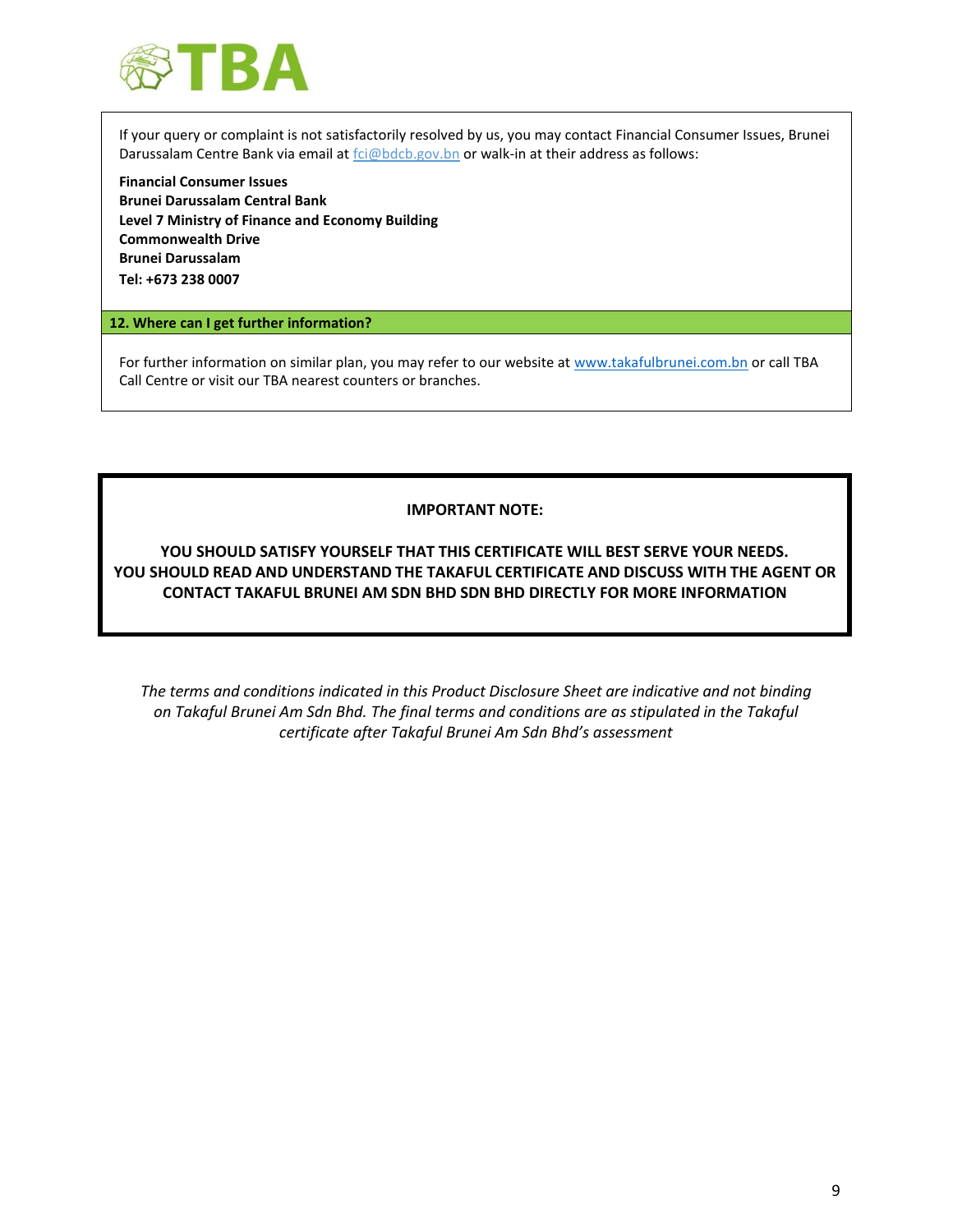If your query or complaint is not satisfactorily resolved by us, you may contact Financial Consumer Issues, Brunei Darussalam Centre Bank via email at fci@bdcb.gov.bn or walk-in at their address as follows:

**Financial Consumer Issues**
**Brunei Darussalam Central Bank**
**Level 7 Ministry of Finance and Economy Building**
**Commonwealth Drive**
**Brunei Darussalam**
**Tel: +673 238 0007**

## 12. Where can I get further information?

For further information on similar plan, you may refer to our website at www.takafulbrunei.com.bn or call TBA Call Centre or visit our TBA nearest counters or branches.

**IMPORTANT NOTE:**

**YOU SHOULD SATISFY YOURSELF THAT THIS CERTIFICATE WILL BEST SERVE YOUR NEEDS. YOU SHOULD READ AND UNDERSTAND THE TAKAFUL CERTIFICATE AND DISCUSS WITH THE AGENT OR CONTACT TAKAFUL BRUNEI AM SDN BHD SDN BHD DIRECTLY FOR MORE INFORMATION**

*The terms and conditions indicated in this Product Disclosure Sheet are indicative and not binding on Takaful Brunei Am Sdn Bhd. The final terms and conditions are as stipulated in the Takaful certificate after Takaful Brunei Am Sdn Bhd's assessment*